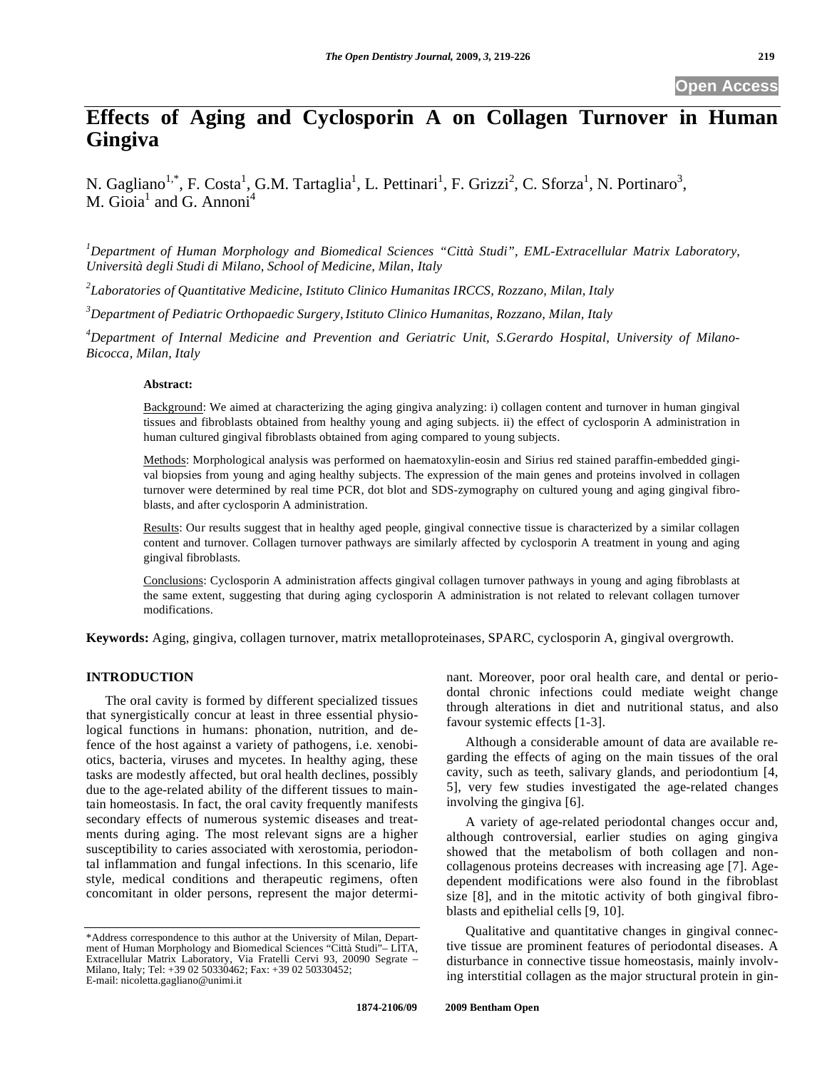Open Access

# Effects of Aging and Cyclosporin A on Collagen Turnover in Human Gingiva

N. Gagliano[1,*], F. Costa[1], G.M. Tartaglia[1], L. Pettinari[1], F. Grizzi[2], C. Sforza[1], N. Portinaro[3], M. Gioia[1] and G. Annoni[4]

[1]*Department of Human Morphology and Biomedical Sciences "Città Studi", EML-Extracellular Matrix Laboratory, Università degli Studi di Milano, School of Medicine, Milan, Italy*

[2]*Laboratories of Quantitative Medicine, Istituto Clinico Humanitas IRCCS, Rozzano, Milan, Italy*

[3]*Department of Pediatric Orthopaedic Surgery, Istituto Clinico Humanitas, Rozzano, Milan, Italy*

[4]*Department of Internal Medicine and Prevention and Geriatric Unit, S.Gerardo Hospital, University of Milano-Bicocca, Milan, Italy*

**Abstract:**

Background: We aimed at characterizing the aging gingiva analyzing: i) collagen content and turnover in human gingival tissues and fibroblasts obtained from healthy young and aging subjects. ii) the effect of cyclosporin A administration in human cultured gingival fibroblasts obtained from aging compared to young subjects.

Methods: Morphological analysis was performed on haematoxylin-eosin and Sirius red stained paraffin-embedded gingival biopsies from young and aging healthy subjects. The expression of the main genes and proteins involved in collagen turnover were determined by real time PCR, dot blot and SDS-zymography on cultured young and aging gingival fibroblasts, and after cyclosporin A administration.

Results: Our results suggest that in healthy aged people, gingival connective tissue is characterized by a similar collagen content and turnover. Collagen turnover pathways are similarly affected by cyclosporin A treatment in young and aging gingival fibroblasts.

Conclusions: Cyclosporin A administration affects gingival collagen turnover pathways in young and aging fibroblasts at the same extent, suggesting that during aging cyclosporin A administration is not related to relevant collagen turnover modifications.

**Keywords:** Aging, gingiva, collagen turnover, matrix metalloproteinases, SPARC, cyclosporin A, gingival overgrowth.

## INTRODUCTION

The oral cavity is formed by different specialized tissues that synergistically concur at least in three essential physiological functions in humans: phonation, nutrition, and defence of the host against a variety of pathogens, i.e. xenobiotics, bacteria, viruses and mycetes. In healthy aging, these tasks are modestly affected, but oral health declines, possibly due to the age-related ability of the different tissues to maintain homeostasis. In fact, the oral cavity frequently manifests secondary effects of numerous systemic diseases and treatments during aging. The most relevant signs are a higher susceptibility to caries associated with xerostomia, periodontal inflammation and fungal infections. In this scenario, life style, medical conditions and therapeutic regimens, often concomitant in older persons, represent the major determinant. Moreover, poor oral health care, and dental or periodontal chronic infections could mediate weight change through alterations in diet and nutritional status, and also favour systemic effects [1-3].

Although a considerable amount of data are available regarding the effects of aging on the main tissues of the oral cavity, such as teeth, salivary glands, and periodontium [4, 5], very few studies investigated the age-related changes involving the gingiva [6].

A variety of age-related periodontal changes occur and, although controversial, earlier studies on aging gingiva showed that the metabolism of both collagen and non-collagenous proteins decreases with increasing age [7]. Age-dependent modifications were also found in the fibroblast size [8], and in the mitotic activity of both gingival fibroblasts and epithelial cells [9, 10].

Qualitative and quantitative changes in gingival connective tissue are prominent features of periodontal diseases. A disturbance in connective tissue homeostasis, mainly involving interstitial collagen as the major structural protein in gin-

*Address correspondence to this author at the University of Milan, Department of Human Morphology and Biomedical Sciences "Città Studi"– LITA, Extracellular Matrix Laboratory, Via Fratelli Cervi 93, 20090 Segrate – Milano, Italy; Tel: +39 02 50330462; Fax: +39 02 50330452; E-mail: nicoletta.gagliano@unimi.it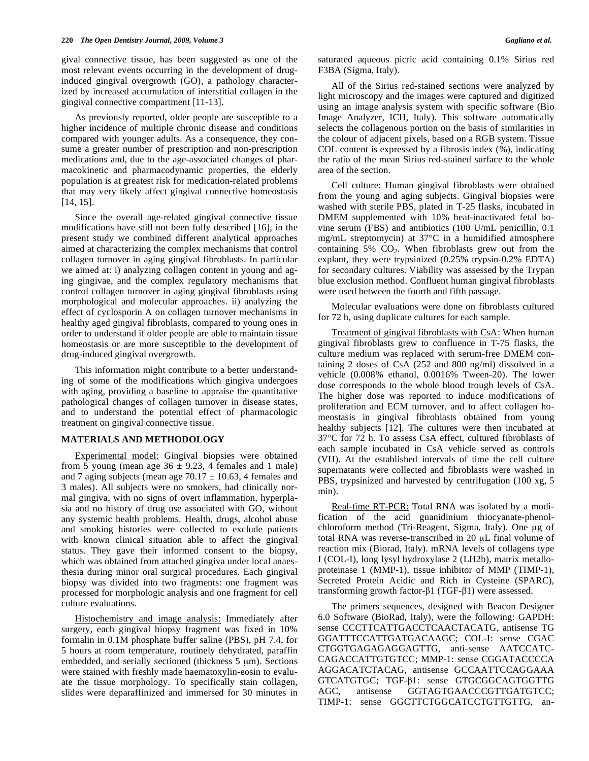gival connective tissue, has been suggested as one of the most relevant events occurring in the development of drug-induced gingival overgrowth (GO), a pathology characterized by increased accumulation of interstitial collagen in the gingival connective compartment [11-13].

As previously reported, older people are susceptible to a higher incidence of multiple chronic disease and conditions compared with younger adults. As a consequence, they consume a greater number of prescription and non-prescription medications and, due to the age-associated changes of pharmacokinetic and pharmacodynamic properties, the elderly population is at greatest risk for medication-related problems that may very likely affect gingival connective homeostasis [14, 15].

Since the overall age-related gingival connective tissue modifications have still not been fully described [16], in the present study we combined different analytical approaches aimed at characterizing the complex mechanisms that control collagen turnover in aging gingival fibroblasts. In particular we aimed at: i) analyzing collagen content in young and aging gingivae, and the complex regulatory mechanisms that control collagen turnover in aging gingival fibroblasts using morphological and molecular approaches. ii) analyzing the effect of cyclosporin A on collagen turnover mechanisms in healthy aged gingival fibroblasts, compared to young ones in order to understand if older people are able to maintain tissue homeostasis or are more susceptible to the development of drug-induced gingival overgrowth.

This information might contribute to a better understanding of some of the modifications which gingiva undergoes with aging, providing a baseline to appraise the quantitative pathological changes of collagen turnover in disease states, and to understand the potential effect of pharmacologic treatment on gingival connective tissue.

## MATERIALS AND METHODOLOGY

Experimental model: Gingival biopsies were obtained from 5 young (mean age 36 ± 9.23, 4 females and 1 male) and 7 aging subjects (mean age 70.17 ± 10.63, 4 females and 3 males). All subjects were no smokers, had clinically normal gingiva, with no signs of overt inflammation, hyperplasia and no history of drug use associated with GO, without any systemic health problems. Health, drugs, alcohol abuse and smoking histories were collected to exclude patients with known clinical situation able to affect the gingival status. They gave their informed consent to the biopsy, which was obtained from attached gingiva under local anaesthesia during minor oral surgical procedures. Each gingival biopsy was divided into two fragments: one fragment was processed for morphologic analysis and one fragment for cell culture evaluations.

Histochemistry and image analysis: Immediately after surgery, each gingival biopsy fragment was fixed in 10% formalin in 0.1M phosphate buffer saline (PBS), pH 7.4, for 5 hours at room temperature, routinely dehydrated, paraffin embedded, and serially sectioned (thickness 5 μm). Sections were stained with freshly made haematoxylin-eosin to evaluate the tissue morphology. To specifically stain collagen, slides were deparaffinized and immersed for 30 minutes in saturated aqueous picric acid containing 0.1% Sirius red F3BA (Sigma, Italy).

All of the Sirius red-stained sections were analyzed by light microscopy and the images were captured and digitized using an image analysis system with specific software (Bio Image Analyzer, ICH, Italy). This software automatically selects the collagenous portion on the basis of similarities in the colour of adjacent pixels, based on a RGB system. Tissue COL content is expressed by a fibrosis index (%), indicating the ratio of the mean Sirius red-stained surface to the whole area of the section.

Cell culture: Human gingival fibroblasts were obtained from the young and aging subjects. Gingival biopsies were washed with sterile PBS, plated in T-25 flasks, incubated in DMEM supplemented with 10% heat-inactivated fetal bovine serum (FBS) and antibiotics (100 U/mL penicillin, 0.1 mg/mL streptomycin) at 37°C in a humidified atmosphere containing 5% $CO_2$. When fibroblasts grew out from the explant, they were trypsinized (0.25% trypsin-0.2% EDTA) for secondary cultures. Viability was assessed by the Trypan blue exclusion method. Confluent human gingival fibroblasts were used between the fourth and fifth passage.

Molecular evaluations were done on fibroblasts cultured for 72 h, using duplicate cultures for each sample.

Treatment of gingival fibroblasts with CsA: When human gingival fibroblasts grew to confluence in T-75 flasks, the culture medium was replaced with serum-free DMEM containing 2 doses of CsA (252 and 800 ng/ml) dissolved in a vehicle (0.008% ethanol, 0.0016% Tween-20). The lower dose corresponds to the whole blood trough levels of CsA. The higher dose was reported to induce modifications of proliferation and ECM turnover, and to affect collagen homeostasis in gingival fibroblasts obtained from young healthy subjects [12]. The cultures were then incubated at 37°C for 72 h. To assess CsA effect, cultured fibroblasts of each sample incubated in CsA vehicle served as controls (VH). At the established intervals of time the cell culture supernatants were collected and fibroblasts were washed in PBS, trypsinized and harvested by centrifugation (100 xg, 5 min).

Real-time RT-PCR: Total RNA was isolated by a modification of the acid guanidinium thiocyanate-phenol-chloroform method (Tri-Reagent, Sigma, Italy). One μg of total RNA was reverse-transcribed in 20 μL final volume of reaction mix (Biorad, Italy). mRNA levels of collagens type I (COL-I), long lysyl hydroxylase 2 (LH2b), matrix metalloproteinase 1 (MMP-1), tissue inhibitor of MMP (TIMP-1), Secreted Protein Acidic and Rich in Cysteine (SPARC), transforming growth factor-β1 (TGF-β1) were assessed.

The primers sequences, designed with Beacon Designer 6.0 Software (BioRad, Italy), were the following: GAPDH: sense CCCTTCATTGACCTCAACTACATG, antisense TGGGATTTCCATTGATGACAAGC; COL-I: sense CGACCTGGTGAGAGAGGAGTTG, anti-sense AATCCATCCAGACCATTGTGTCC; MMP-1: sense CGGATACCCCAAGGACATCTACAG, antisense GCCAATTCCAGGAAAGTCATGTGC; TGF-β1: sense GTGCGGCAGTGGTTGAGC, antisense GGTAGTGAACCCGTTGATGTCC; TIMP-1: sense GGCTTCTGGCATCCTGTTGTTG, an-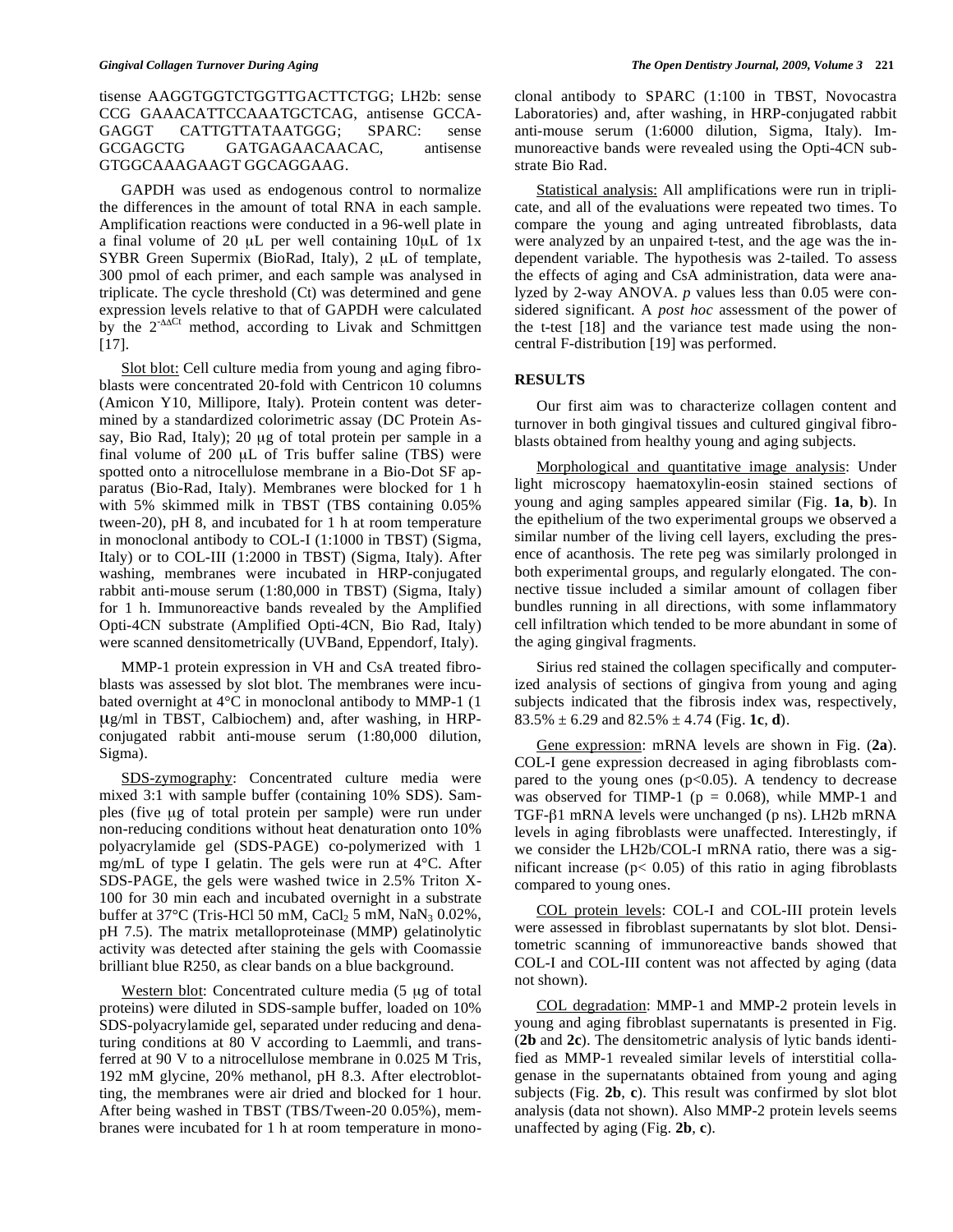tisense AAGGTGGTCTGGTTGACTTCTGG; LH2b: sense CCG GAAACATTCCAAATGCTCAG, antisense GCCA-GAGGT CATTGTTATAATGGG; SPARC: sense GCGAGCTG GATGAGAACAACAC, antisense GTGGCAAAGAAGT GGCAGGAAG.

GAPDH was used as endogenous control to normalize the differences in the amount of total RNA in each sample. Amplification reactions were conducted in a 96-well plate in a final volume of 20 μL per well containing 10μL of 1x SYBR Green Supermix (BioRad, Italy), 2 μL of template, 300 pmol of each primer, and each sample was analysed in triplicate. The cycle threshold (Ct) was determined and gene expression levels relative to that of GAPDH were calculated by the $2^{-\Delta\Delta Ct}$ method, according to Livak and Schmittgen [17].

Slot blot: Cell culture media from young and aging fibroblasts were concentrated 20-fold with Centricon 10 columns (Amicon Y10, Millipore, Italy). Protein content was determined by a standardized colorimetric assay (DC Protein Assay, Bio Rad, Italy); 20 μg of total protein per sample in a final volume of 200 μL of Tris buffer saline (TBS) were spotted onto a nitrocellulose membrane in a Bio-Dot SF apparatus (Bio-Rad, Italy). Membranes were blocked for 1 h with 5% skimmed milk in TBST (TBS containing 0.05% tween-20), pH 8, and incubated for 1 h at room temperature in monoclonal antibody to COL-I (1:1000 in TBST) (Sigma, Italy) or to COL-III (1:2000 in TBST) (Sigma, Italy). After washing, membranes were incubated in HRP-conjugated rabbit anti-mouse serum (1:80,000 in TBST) (Sigma, Italy) for 1 h. Immunoreactive bands revealed by the Amplified Opti-4CN substrate (Amplified Opti-4CN, Bio Rad, Italy) were scanned densitometrically (UVBand, Eppendorf, Italy).

MMP-1 protein expression in VH and CsA treated fibroblasts was assessed by slot blot. The membranes were incubated overnight at 4°C in monoclonal antibody to MMP-1 (1 μg/ml in TBST, Calbiochem) and, after washing, in HRP-conjugated rabbit anti-mouse serum (1:80,000 dilution, Sigma).

SDS-zymography: Concentrated culture media were mixed 3:1 with sample buffer (containing 10% SDS). Samples (five μg of total protein per sample) were run under non-reducing conditions without heat denaturation onto 10% polyacrylamide gel (SDS-PAGE) co-polymerized with 1 mg/mL of type I gelatin. The gels were run at 4°C. After SDS-PAGE, the gels were washed twice in 2.5% Triton X-100 for 30 min each and incubated overnight in a substrate buffer at 37°C (Tris-HCl 50 mM, $CaCl_2$ 5 mM, $NaN_3$ 0.02%, pH 7.5). The matrix metalloproteinase (MMP) gelatinolytic activity was detected after staining the gels with Coomassie brilliant blue R250, as clear bands on a blue background.

Western blot: Concentrated culture media (5 μg of total proteins) were diluted in SDS-sample buffer, loaded on 10% SDS-polyacrylamide gel, separated under reducing and denaturing conditions at 80 V according to Laemmli, and transferred at 90 V to a nitrocellulose membrane in 0.025 M Tris, 192 mM glycine, 20% methanol, pH 8.3. After electroblotting, the membranes were air dried and blocked for 1 hour. After being washed in TBST (TBS/Tween-20 0.05%), membranes were incubated for 1 h at room temperature in monoclonal antibody to SPARC (1:100 in TBST, Novocastra Laboratories) and, after washing, in HRP-conjugated rabbit anti-mouse serum (1:6000 dilution, Sigma, Italy). Immunoreactive bands were revealed using the Opti-4CN substrate Bio Rad.

Statistical analysis: All amplifications were run in triplicate, and all of the evaluations were repeated two times. To compare the young and aging untreated fibroblasts, data were analyzed by an unpaired t-test, and the age was the independent variable. The hypothesis was 2-tailed. To assess the effects of aging and CsA administration, data were analyzed by 2-way ANOVA. *p* values less than 0.05 were considered significant. A *post hoc* assessment of the power of the t-test [18] and the variance test made using the non-central F-distribution [19] was performed.

## RESULTS

Our first aim was to characterize collagen content and turnover in both gingival tissues and cultured gingival fibroblasts obtained from healthy young and aging subjects.

Morphological and quantitative image analysis: Under light microscopy haematoxylin-eosin stained sections of young and aging samples appeared similar (Fig. **1a**, **b**). In the epithelium of the two experimental groups we observed a similar number of the living cell layers, excluding the presence of acanthosis. The rete peg was similarly prolonged in both experimental groups, and regularly elongated. The connective tissue included a similar amount of collagen fiber bundles running in all directions, with some inflammatory cell infiltration which tended to be more abundant in some of the aging gingival fragments.

Sirius red stained the collagen specifically and computerized analysis of sections of gingiva from young and aging subjects indicated that the fibrosis index was, respectively, 83.5% ± 6.29 and 82.5% ± 4.74 (Fig. **1c**, **d**).

Gene expression: mRNA levels are shown in Fig. (**2a**). COL-I gene expression decreased in aging fibroblasts compared to the young ones ($p<0.05$). A tendency to decrease was observed for TIMP-1 ($p = 0.068$), while MMP-1 and TGF-β1 mRNA levels were unchanged (p ns). LH2b mRNA levels in aging fibroblasts were unaffected. Interestingly, if we consider the LH2b/COL-I mRNA ratio, there was a significant increase ($p< 0.05$) of this ratio in aging fibroblasts compared to young ones.

COL protein levels: COL-I and COL-III protein levels were assessed in fibroblast supernatants by slot blot. Densitometric scanning of immunoreactive bands showed that COL-I and COL-III content was not affected by aging (data not shown).

COL degradation: MMP-1 and MMP-2 protein levels in young and aging fibroblast supernatants is presented in Fig. (**2b** and **2c**). The densitometric analysis of lytic bands identified as MMP-1 revealed similar levels of interstitial collagenase in the supernatants obtained from young and aging subjects (Fig. **2b**, **c**). This result was confirmed by slot blot analysis (data not shown). Also MMP-2 protein levels seems unaffected by aging (Fig. **2b**, **c**).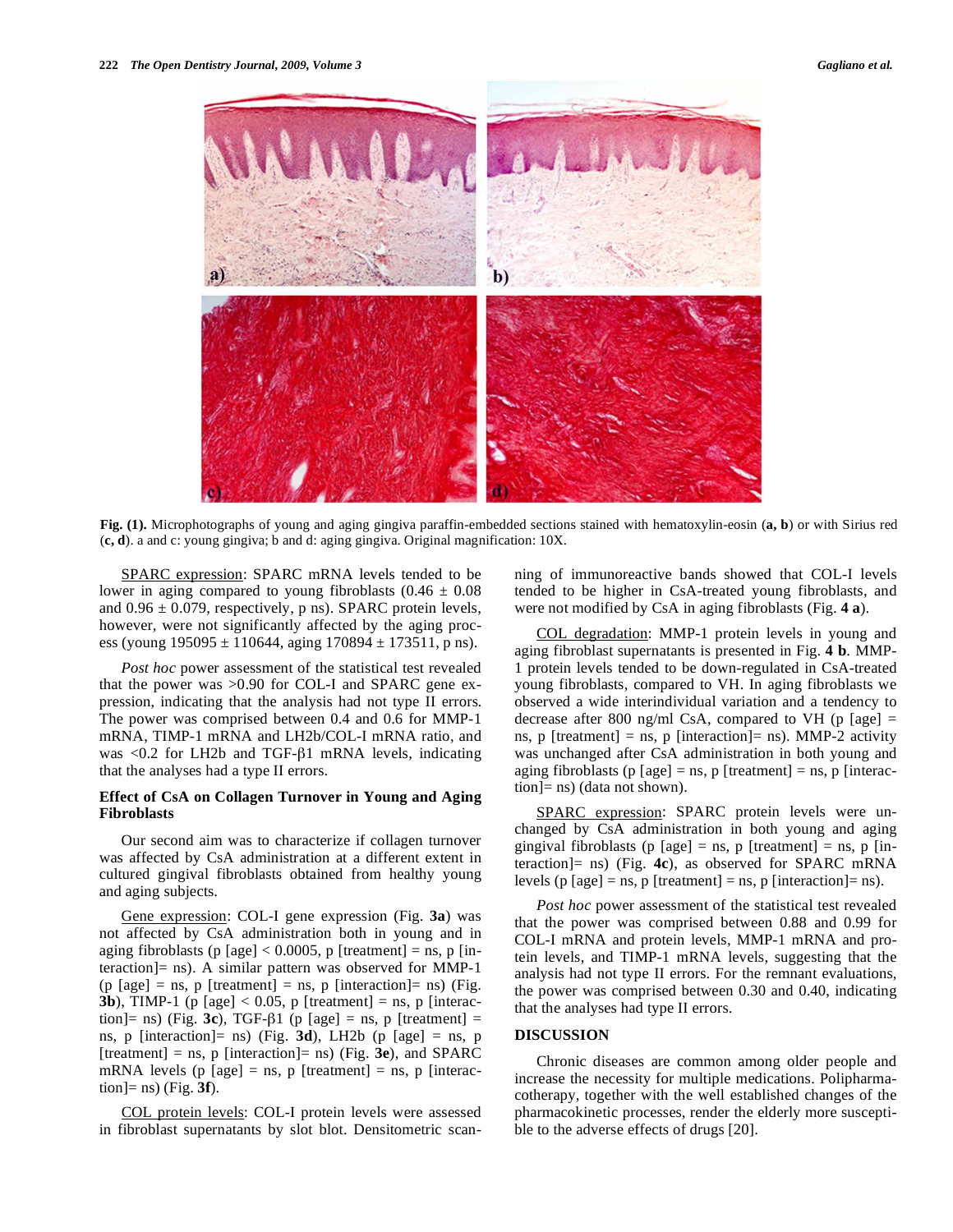Fig. (1). Microphotographs of young and aging gingiva paraffin-embedded sections stained with hematoxylin-eosin (**a, b**) or with Sirius red (**c, d**). a and c: young gingiva; b and d: aging gingiva. Original magnification: 10X.

SPARC expression: SPARC mRNA levels tended to be lower in aging compared to young fibroblasts (0.46 ± 0.08 and 0.96 ± 0.079, respectively, p ns). SPARC protein levels, however, were not significantly affected by the aging process (young 195095 ± 110644, aging 170894 ± 173511, p ns).

*Post hoc* power assessment of the statistical test revealed that the power was >0.90 for COL-I and SPARC gene expression, indicating that the analysis had not type II errors. The power was comprised between 0.4 and 0.6 for MMP-1 mRNA, TIMP-1 mRNA and LH2b/COL-I mRNA ratio, and was <0.2 for LH2b and TGF-β1 mRNA levels, indicating that the analyses had a type II errors.

### Effect of CsA on Collagen Turnover in Young and Aging Fibroblasts

Our second aim was to characterize if collagen turnover was affected by CsA administration at a different extent in cultured gingival fibroblasts obtained from healthy young and aging subjects.

Gene expression: COL-I gene expression (Fig. **3a**) was not affected by CsA administration both in young and in aging fibroblasts (p [age] < 0.0005, p [treatment] = ns, p [interaction]= ns). A similar pattern was observed for MMP-1 (p [age] = ns, p [treatment] = ns, p [interaction]= ns) (Fig. **3b**), TIMP-1 (p [age] < 0.05, p [treatment] = ns, p [interaction]= ns) (Fig. **3c**), TGF-β1 (p [age] = ns, p [treatment] = ns, p [interaction]= ns) (Fig. **3d**), LH2b (p [age] = ns, p [treatment] = ns, p [interaction]= ns) (Fig. **3e**), and SPARC mRNA levels (p [age] = ns, p [treatment] = ns, p [interaction]= ns) (Fig. **3f**).

COL protein levels: COL-I protein levels were assessed in fibroblast supernatants by slot blot. Densitometric scanning of immunoreactive bands showed that COL-I levels tended to be higher in CsA-treated young fibroblasts, and were not modified by CsA in aging fibroblasts (Fig. **4 a**).

COL degradation: MMP-1 protein levels in young and aging fibroblast supernatants is presented in Fig. **4 b**. MMP-1 protein levels tended to be down-regulated in CsA-treated young fibroblasts, compared to VH. In aging fibroblasts we observed a wide interindividual variation and a tendency to decrease after 800 ng/ml CsA, compared to VH (p [age] = ns, p [treatment] = ns, p [interaction]= ns). MMP-2 activity was unchanged after CsA administration in both young and aging fibroblasts (p [age] = ns, p [treatment] = ns, p [interaction]= ns) (data not shown).

SPARC expression: SPARC protein levels were unchanged by CsA administration in both young and aging gingival fibroblasts (p [age] = ns, p [treatment] = ns, p [interaction]= ns) (Fig. **4c**), as observed for SPARC mRNA levels (p [age] = ns, p [treatment] = ns, p [interaction]= ns).

*Post hoc* power assessment of the statistical test revealed that the power was comprised between 0.88 and 0.99 for COL-I mRNA and protein levels, MMP-1 mRNA and protein levels, and TIMP-1 mRNA levels, suggesting that the analysis had not type II errors. For the remnant evaluations, the power was comprised between 0.30 and 0.40, indicating that the analyses had type II errors.

## DISCUSSION

Chronic diseases are common among older people and increase the necessity for multiple medications. Polipharmacotherapy, together with the well established changes of the pharmacokinetic processes, render the elderly more susceptible to the adverse effects of drugs [20].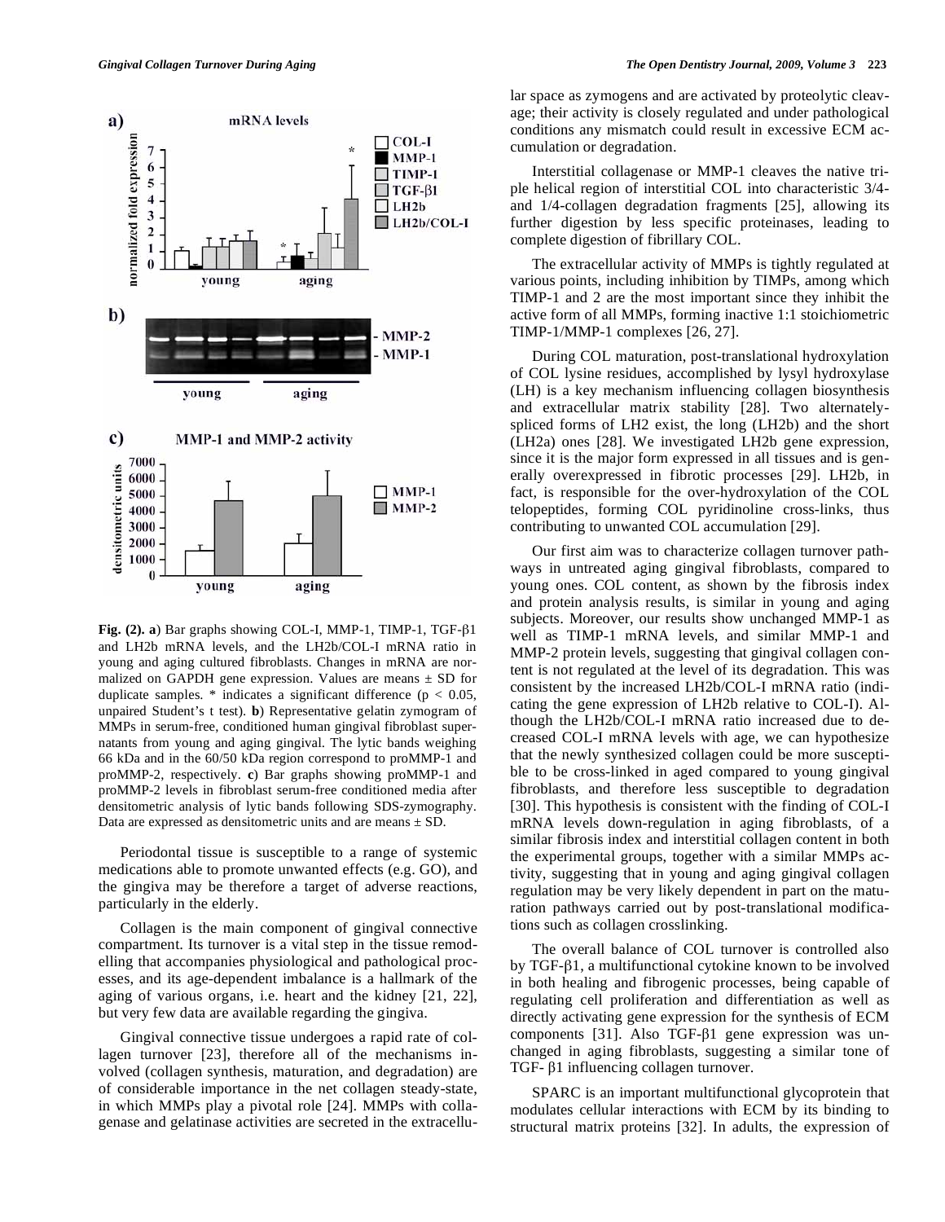**Fig. (2). a**) Bar graphs showing COL-I, MMP-1, TIMP-1, TGF-β1 and LH2b mRNA levels, and the LH2b/COL-I mRNA ratio in young and aging cultured fibroblasts. Changes in mRNA are normalized on GAPDH gene expression. Values are means ± SD for duplicate samples. * indicates a significant difference ($p < 0.05$, unpaired Student's t test). **b**) Representative gelatin zymogram of MMPs in serum-free, conditioned human gingival fibroblast supernatants from young and aging gingival. The lytic bands weighing 66 kDa and in the 60/50 kDa region correspond to proMMP-1 and proMMP-2, respectively. **c**) Bar graphs showing proMMP-1 and proMMP-2 levels in fibroblast serum-free conditioned media after densitometric analysis of lytic bands following SDS-zymography. Data are expressed as densitometric units and are means ± SD.

Periodontal tissue is susceptible to a range of systemic medications able to promote unwanted effects (e.g. GO), and the gingiva may be therefore a target of adverse reactions, particularly in the elderly.

Collagen is the main component of gingival connective compartment. Its turnover is a vital step in the tissue remodelling that accompanies physiological and pathological processes, and its age-dependent imbalance is a hallmark of the aging of various organs, i.e. heart and the kidney [21, 22], but very few data are available regarding the gingiva.

Gingival connective tissue undergoes a rapid rate of collagen turnover [23], therefore all of the mechanisms involved (collagen synthesis, maturation, and degradation) are of considerable importance in the net collagen steady-state, in which MMPs play a pivotal role [24]. MMPs with collagenase and gelatinase activities are secreted in the extracellular space as zymogens and are activated by proteolytic cleavage; their activity is closely regulated and under pathological conditions any mismatch could result in excessive ECM accumulation or degradation.

Interstitial collagenase or MMP-1 cleaves the native triple helical region of interstitial COL into characteristic 3/4- and 1/4-collagen degradation fragments [25], allowing its further digestion by less specific proteinases, leading to complete digestion of fibrillary COL.

The extracellular activity of MMPs is tightly regulated at various points, including inhibition by TIMPs, among which TIMP-1 and 2 are the most important since they inhibit the active form of all MMPs, forming inactive 1:1 stoichiometric TIMP-1/MMP-1 complexes [26, 27].

During COL maturation, post-translational hydroxylation of COL lysine residues, accomplished by lysyl hydroxylase (LH) is a key mechanism influencing collagen biosynthesis and extracellular matrix stability [28]. Two alternately-spliced forms of LH2 exist, the long (LH2b) and the short (LH2a) ones [28]. We investigated LH2b gene expression, since it is the major form expressed in all tissues and is generally overexpressed in fibrotic processes [29]. LH2b, in fact, is responsible for the over-hydroxylation of the COL telopeptides, forming COL pyridinoline cross-links, thus contributing to unwanted COL accumulation [29].

Our first aim was to characterize collagen turnover pathways in untreated aging gingival fibroblasts, compared to young ones. COL content, as shown by the fibrosis index and protein analysis results, is similar in young and aging subjects. Moreover, our results show unchanged MMP-1 as well as TIMP-1 mRNA levels, and similar MMP-1 and MMP-2 protein levels, suggesting that gingival collagen content is not regulated at the level of its degradation. This was consistent by the increased LH2b/COL-I mRNA ratio (indicating the gene expression of LH2b relative to COL-I). Although the LH2b/COL-I mRNA ratio increased due to decreased COL-I mRNA levels with age, we can hypothesize that the newly synthesized collagen could be more susceptible to be cross-linked in aged compared to young gingival fibroblasts, and therefore less susceptible to degradation [30]. This hypothesis is consistent with the finding of COL-I mRNA levels down-regulation in aging fibroblasts, of a similar fibrosis index and interstitial collagen content in both the experimental groups, together with a similar MMPs activity, suggesting that in young and aging gingival collagen regulation may be very likely dependent in part on the maturation pathways carried out by post-translational modifications such as collagen crosslinking.

The overall balance of COL turnover is controlled also by TGF-β1, a multifunctional cytokine known to be involved in both healing and fibrogenic processes, being capable of regulating cell proliferation and differentiation as well as directly activating gene expression for the synthesis of ECM components [31]. Also TGF-β1 gene expression was unchanged in aging fibroblasts, suggesting a similar tone of TGF- β1 influencing collagen turnover.

SPARC is an important multifunctional glycoprotein that modulates cellular interactions with ECM by its binding to structural matrix proteins [32]. In adults, the expression of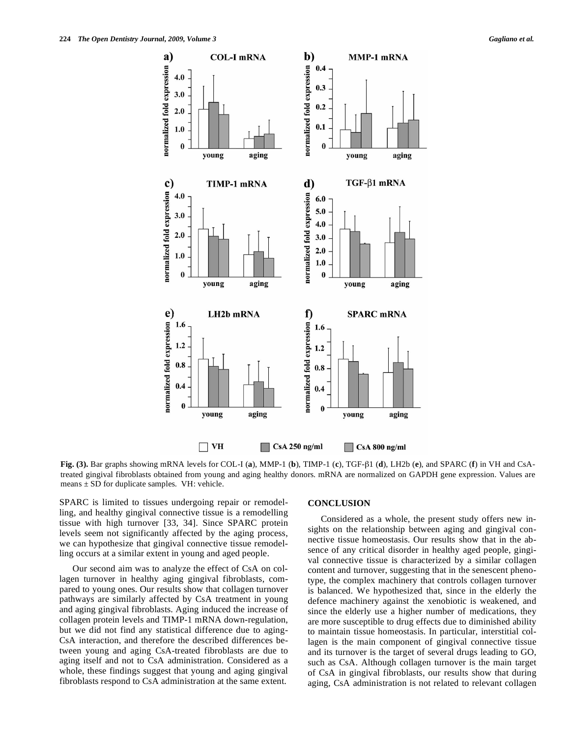**Fig. (3).** Bar graphs showing mRNA levels for COL-I (**a**), MMP-1 (**b**), TIMP-1 (**c**), TGF-β1 (**d**), LH2b (**e**), and SPARC (**f**) in VH and CsA-treated gingival fibroblasts obtained from young and aging healthy donors. mRNA are normalized on GAPDH gene expression. Values are means ± SD for duplicate samples. VH: vehicle.

SPARC is limited to tissues undergoing repair or remodelling, and healthy gingival connective tissue is a remodelling tissue with high turnover [33, 34]. Since SPARC protein levels seem not significantly affected by the aging process, we can hypothesize that gingival connective tissue remodelling occurs at a similar extent in young and aged people.

Our second aim was to analyze the effect of CsA on collagen turnover in healthy aging gingival fibroblasts, compared to young ones. Our results show that collagen turnover pathways are similarly affected by CsA treatment in young and aging gingival fibroblasts. Aging induced the increase of collagen protein levels and TIMP-1 mRNA down-regulation, but we did not find any statistical difference due to aging-CsA interaction, and therefore the described differences between young and aging CsA-treated fibroblasts are due to aging itself and not to CsA administration. Considered as a whole, these findings suggest that young and aging gingival fibroblasts respond to CsA administration at the same extent.

## CONCLUSION

Considered as a whole, the present study offers new insights on the relationship between aging and gingival connective tissue homeostasis. Our results show that in the absence of any critical disorder in healthy aged people, gingival connective tissue is characterized by a similar collagen content and turnover, suggesting that in the senescent phenotype, the complex machinery that controls collagen turnover is balanced. We hypothesized that, since in the elderly the defence machinery against the xenobiotic is weakened, and since the elderly use a higher number of medications, they are more susceptible to drug effects due to diminished ability to maintain tissue homeostasis. In particular, interstitial collagen is the main component of gingival connective tissue and its turnover is the target of several drugs leading to GO, such as CsA. Although collagen turnover is the main target of CsA in gingival fibroblasts, our results show that during aging, CsA administration is not related to relevant collagen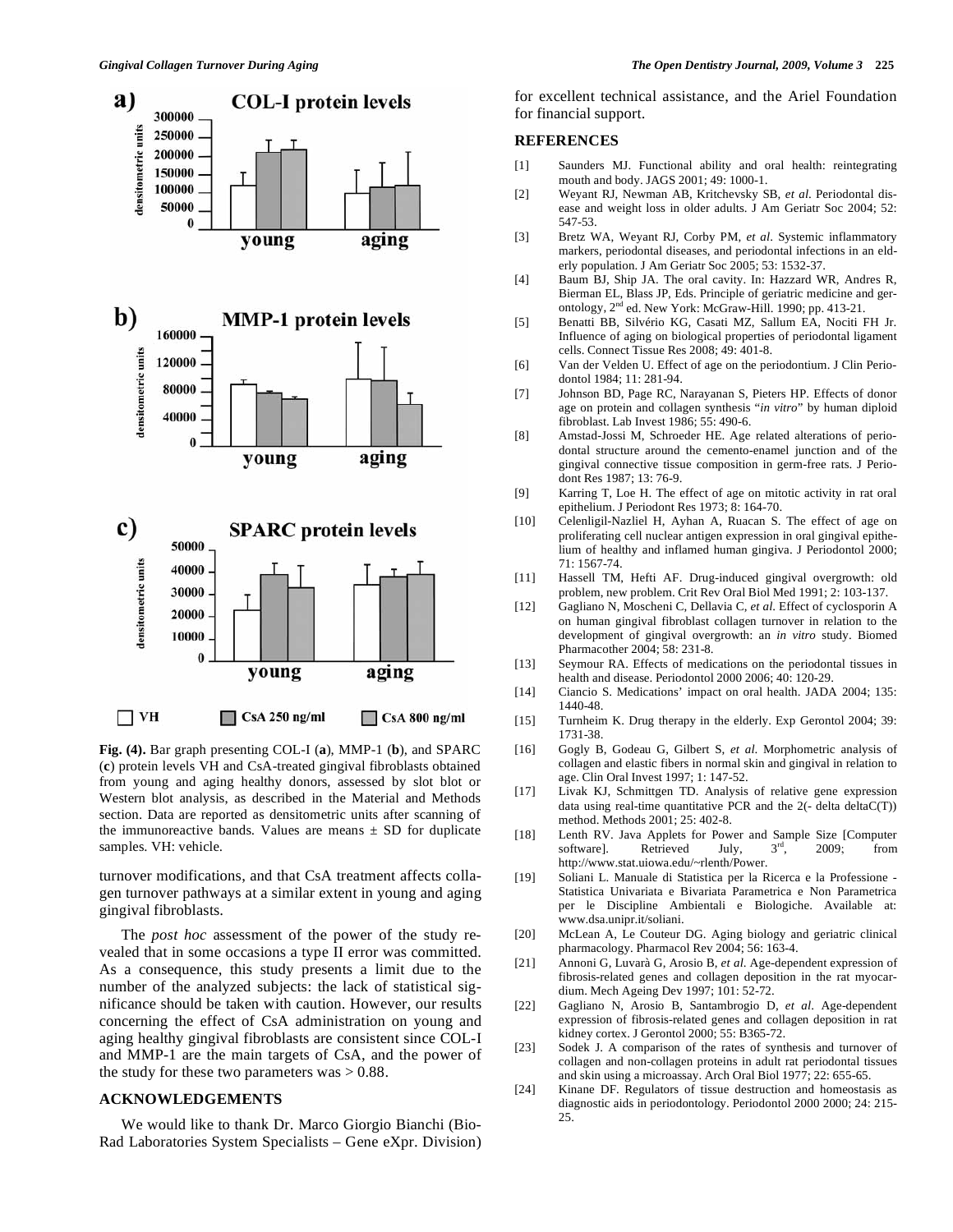**Fig. (4).** Bar graph presenting COL-I (**a**), MMP-1 (**b**), and SPARC (**c**) protein levels VH and CsA-treated gingival fibroblasts obtained from young and aging healthy donors, assessed by slot blot or Western blot analysis, as described in the Material and Methods section. Data are reported as densitometric units after scanning of the immunoreactive bands. Values are means ± SD for duplicate samples. VH: vehicle.

turnover modifications, and that CsA treatment affects collagen turnover pathways at a similar extent in young and aging gingival fibroblasts.

The *post hoc* assessment of the power of the study revealed that in some occasions a type II error was committed. As a consequence, this study presents a limit due to the number of the analyzed subjects: the lack of statistical significance should be taken with caution. However, our results concerning the effect of CsA administration on young and aging healthy gingival fibroblasts are consistent since COL-I and MMP-1 are the main targets of CsA, and the power of the study for these two parameters was > 0.88.

## ACKNOWLEDGEMENTS

We would like to thank Dr. Marco Giorgio Bianchi (Bio-Rad Laboratories System Specialists – Gene eXpr. Division) for excellent technical assistance, and the Ariel Foundation for financial support.

## REFERENCES

[1] Saunders MJ. Functional ability and oral health: reintegrating mouth and body. JAGS 2001; 49: 1000-1.

[2] Weyant RJ, Newman AB, Kritchevsky SB, *et al*. Periodontal disease and weight loss in older adults. J Am Geriatr Soc 2004; 52: 547-53.

[3] Bretz WA, Weyant RJ, Corby PM, *et al*. Systemic inflammatory markers, periodontal diseases, and periodontal infections in an elderly population. J Am Geriatr Soc 2005; 53: 1532-37.

[4] Baum BJ, Ship JA. The oral cavity. In: Hazzard WR, Andres R, Bierman EL, Blass JP, Eds. Principle of geriatric medicine and gerontology, 2nd ed. New York: McGraw-Hill. 1990; pp. 413-21.

[5] Benatti BB, Silvério KG, Casati MZ, Sallum EA, Nociti FH Jr. Influence of aging on biological properties of periodontal ligament cells. Connect Tissue Res 2008; 49: 401-8.

[6] Van der Velden U. Effect of age on the periodontium. J Clin Periodontol 1984; 11: 281-94.

[7] Johnson BD, Page RC, Narayanan S, Pieters HP. Effects of donor age on protein and collagen synthesis "*in vitro*" by human diploid fibroblast. Lab Invest 1986; 55: 490-6.

[8] Amstad-Jossi M, Schroeder HE. Age related alterations of periodontal structure around the cemento-enamel junction and of the gingival connective tissue composition in germ-free rats. J Periodont Res 1987; 13: 76-9.

[9] Karring T, Loe H. The effect of age on mitotic activity in rat oral epithelium. J Periodont Res 1973; 8: 164-70.

[10] Celenligil-Nazliel H, Ayhan A, Ruacan S. The effect of age on proliferating cell nuclear antigen expression in oral gingival epithelium of healthy and inflamed human gingiva. J Periodontol 2000; 71: 1567-74.

[11] Hassell TM, Hefti AF. Drug-induced gingival overgrowth: old problem, new problem. Crit Rev Oral Biol Med 1991; 2: 103-137.

[12] Gagliano N, Moscheni C, Dellavia C, *et al*. Effect of cyclosporin A on human gingival fibroblast collagen turnover in relation to the development of gingival overgrowth: an *in vitro* study. Biomed Pharmacother 2004; 58: 231-8.

[13] Seymour RA. Effects of medications on the periodontal tissues in health and disease. Periodontol 2000 2006; 40: 120-29.

[14] Ciancio S. Medications' impact on oral health. JADA 2004; 135: 1440-48.

[15] Turnheim K. Drug therapy in the elderly. Exp Gerontol 2004; 39: 1731-38.

[16] Gogly B, Godeau G, Gilbert S, *et al*. Morphometric analysis of collagen and elastic fibers in normal skin and gingival in relation to age. Clin Oral Invest 1997; 1: 147-52.

[17] Livak KJ, Schmittgen TD. Analysis of relative gene expression data using real-time quantitative PCR and the 2(- delta deltaC(T)) method. Methods 2001; 25: 402-8.

[18] Lenth RV. Java Applets for Power and Sample Size [Computer software]. Retrieved July, 3rd, 2009; from http://www.stat.uiowa.edu/~rlenth/Power.

[19] Soliani L. Manuale di Statistica per la Ricerca e la Professione - Statistica Univariata e Bivariata Parametrica e Non Parametrica per le Discipline Ambientali e Biologiche. Available at: www.dsa.unipr.it/soliani.

[20] McLean A, Le Couteur DG. Aging biology and geriatric clinical pharmacology. Pharmacol Rev 2004; 56: 163-4.

[21] Annoni G, Luvarà G, Arosio B, *et al*. Age-dependent expression of fibrosis-related genes and collagen deposition in the rat myocardium. Mech Ageing Dev 1997; 101: 52-72.

[22] Gagliano N, Arosio B, Santambrogio D, *et al*. Age-dependent expression of fibrosis-related genes and collagen deposition in rat kidney cortex. J Gerontol 2000; 55: B365-72.

[23] Sodek J. A comparison of the rates of synthesis and turnover of collagen and non-collagen proteins in adult rat periodontal tissues and skin using a microassay. Arch Oral Biol 1977; 22: 655-65.

[24] Kinane DF. Regulators of tissue destruction and homeostasis as diagnostic aids in periodontology. Periodontol 2000 2000; 24: 215-25.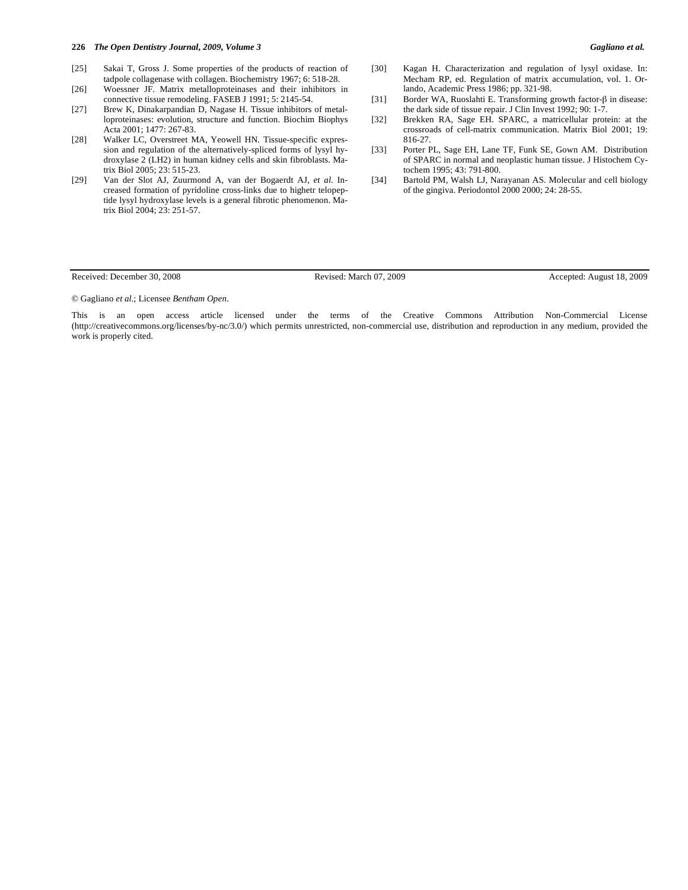[25] Sakai T, Gross J. Some properties of the products of reaction of tadpole collagenase with collagen. Biochemistry 1967; 6: 518-28.

[26] Woessner JF. Matrix metalloproteinases and their inhibitors in connective tissue remodeling. FASEB J 1991; 5: 2145-54.

[27] Brew K, Dinakarpandian D, Nagase H. Tissue inhibitors of metalloproteinases: evolution, structure and function. Biochim Biophys Acta 2001; 1477: 267-83.

[28] Walker LC, Overstreet MA, Yeowell HN. Tissue-specific expression and regulation of the alternatively-spliced forms of lysyl hydroxylase 2 (LH2) in human kidney cells and skin fibroblasts. Matrix Biol 2005; 23: 515-23.

[29] Van der Slot AJ, Zuurmond A, van der Bogaerdt AJ, *et al*. Increased formation of pyridoline cross-links due to highetr telopeptide lysyl hydroxylase levels is a general fibrotic phenomenon. Matrix Biol 2004; 23: 251-57.

[30] Kagan H. Characterization and regulation of lysyl oxidase. In: Mecham RP, ed. Regulation of matrix accumulation, vol. 1. Orlando, Academic Press 1986; pp. 321-98.

[31] Border WA, Ruoslahti E. Transforming growth factor-β in disease: the dark side of tissue repair. J Clin Invest 1992; 90: 1-7.

[32] Brekken RA, Sage EH. SPARC, a matricellular protein: at the crossroads of cell-matrix communication. Matrix Biol 2001; 19: 816-27.

[33] Porter PL, Sage EH, Lane TF, Funk SE, Gown AM. Distribution of SPARC in normal and neoplastic human tissue. J Histochem Cytochem 1995; 43: 791-800.

[34] Bartold PM, Walsh LJ, Narayanan AS. Molecular and cell biology of the gingiva. Periodontol 2000 2000; 24: 28-55.

Received: December 30, 2008 Revised: March 07, 2009 Accepted: August 18, 2009

© Gagliano *et al.*; Licensee *Bentham Open*.

This is an open access article licensed under the terms of the Creative Commons Attribution Non-Commercial License (http://creativecommons.org/licenses/by-nc/3.0/) which permits unrestricted, non-commercial use, distribution and reproduction in any medium, provided the work is properly cited.